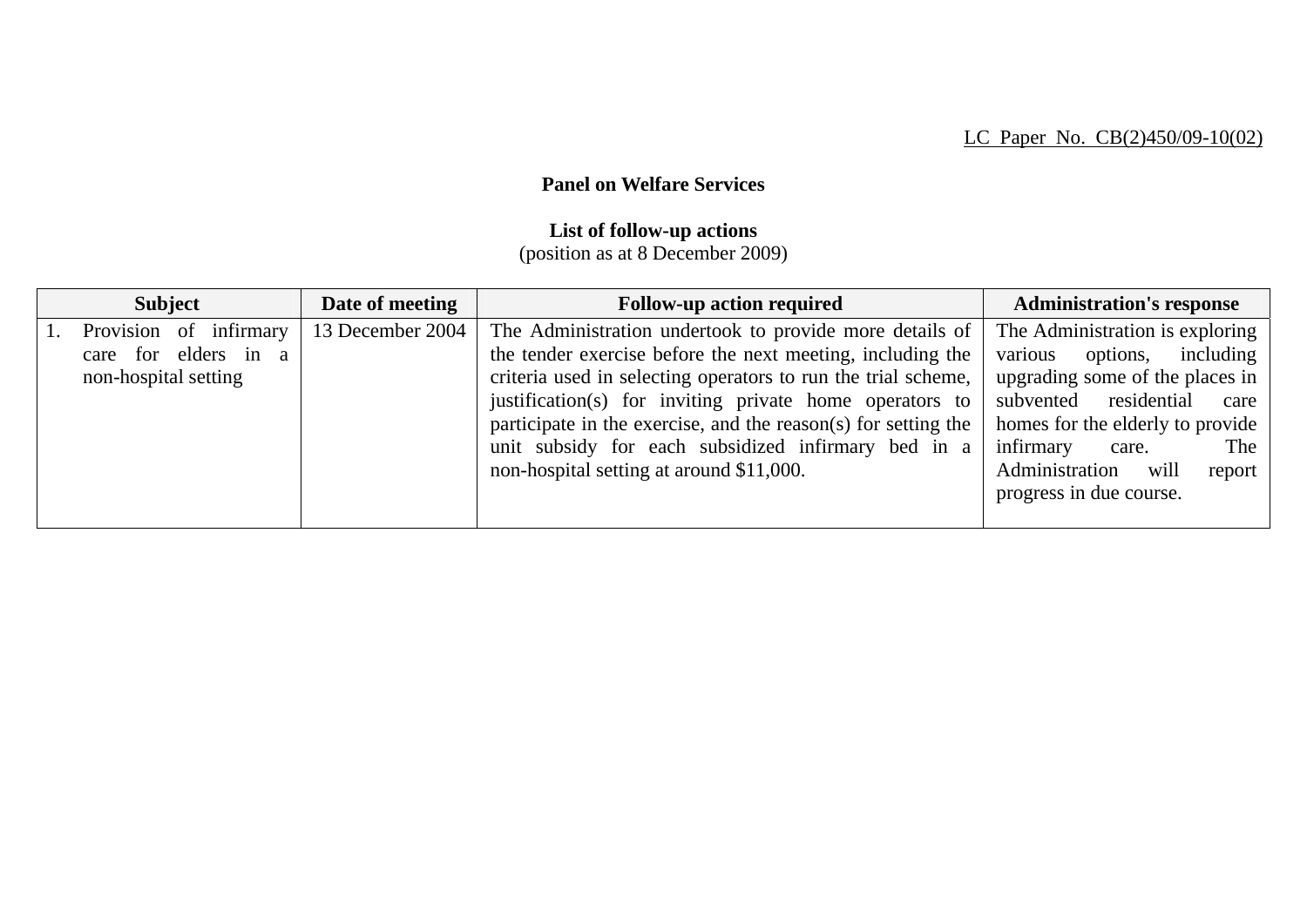LC Paper No. CB(2)450/09-10(02)

**Panel on Welfare Services**

**List of follow-up actions**
(position as at 8 December 2009)

| Subject | Date of meeting | Follow-up action required | Administration's response |
|---|---|---|---|
| 1. Provision of infirmary care for elders in a non-hospital setting | 13 December 2004 | The Administration undertook to provide more details of the tender exercise before the next meeting, including the criteria used in selecting operators to run the trial scheme, justification(s) for inviting private home operators to participate in the exercise, and the reason(s) for setting the unit subsidy for each subsidized infirmary bed in a non-hospital setting at around $11,000. | The Administration is exploring various options, including upgrading some of the places in subvented residential care homes for the elderly to provide infirmary care. The Administration will report progress in due course. |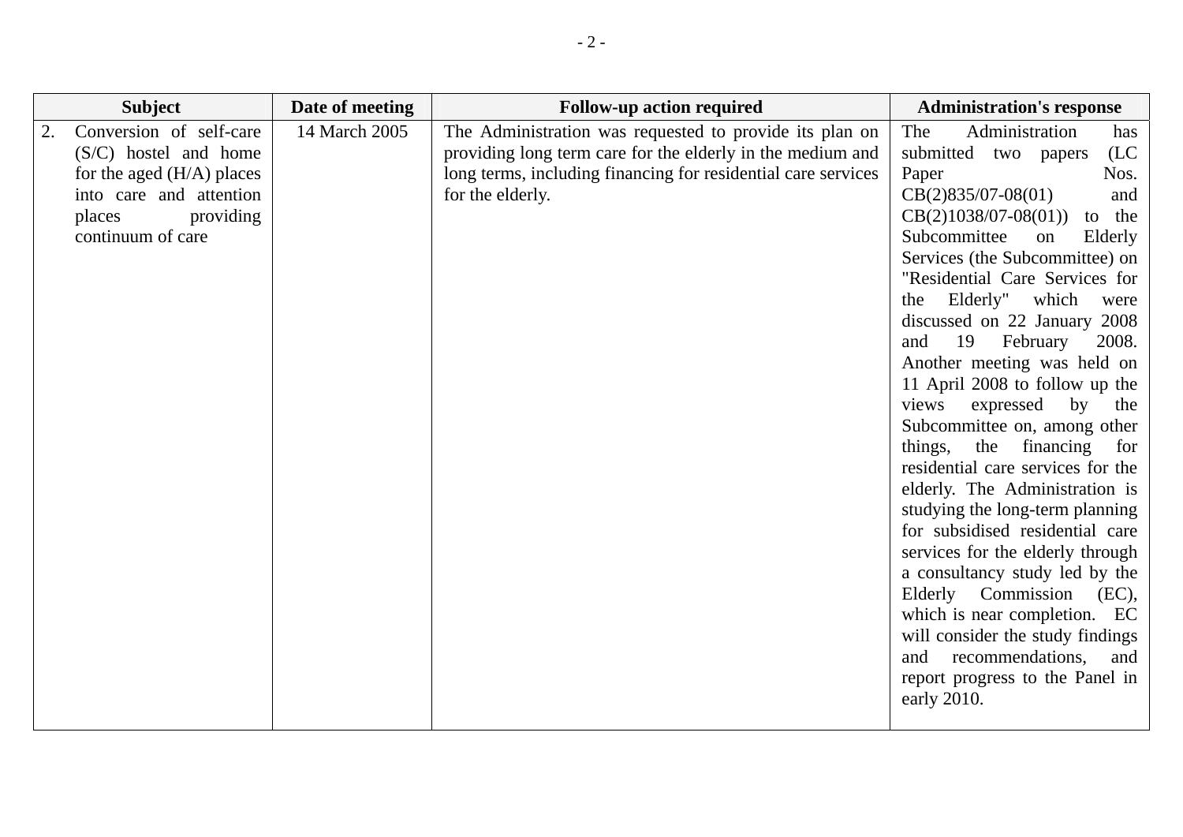| Subject | Date of meeting | Follow-up action required | Administration's response |
|---|---|---|---|
| 2. Conversion of self-care (S/C) hostel and home for the aged (H/A) places into care and attention places providing continuum of care | 14 March 2005 | The Administration was requested to provide its plan on providing long term care for the elderly in the medium and long terms, including financing for residential care services for the elderly. | The Administration has submitted two papers (LC Paper Nos. CB(2)835/07-08(01) and CB(2)1038/07-08(01)) to the Subcommittee on Elderly Services (the Subcommittee) on "Residential Care Services for the Elderly" which were discussed on 22 January 2008 and 19 February 2008. Another meeting was held on 11 April 2008 to follow up the views expressed by the Subcommittee on, among other things, the financing for residential care services for the elderly. The Administration is studying the long-term planning for subsidised residential care services for the elderly through a consultancy study led by the Elderly Commission (EC), which is near completion. EC will consider the study findings and recommendations, and report progress to the Panel in early 2010. |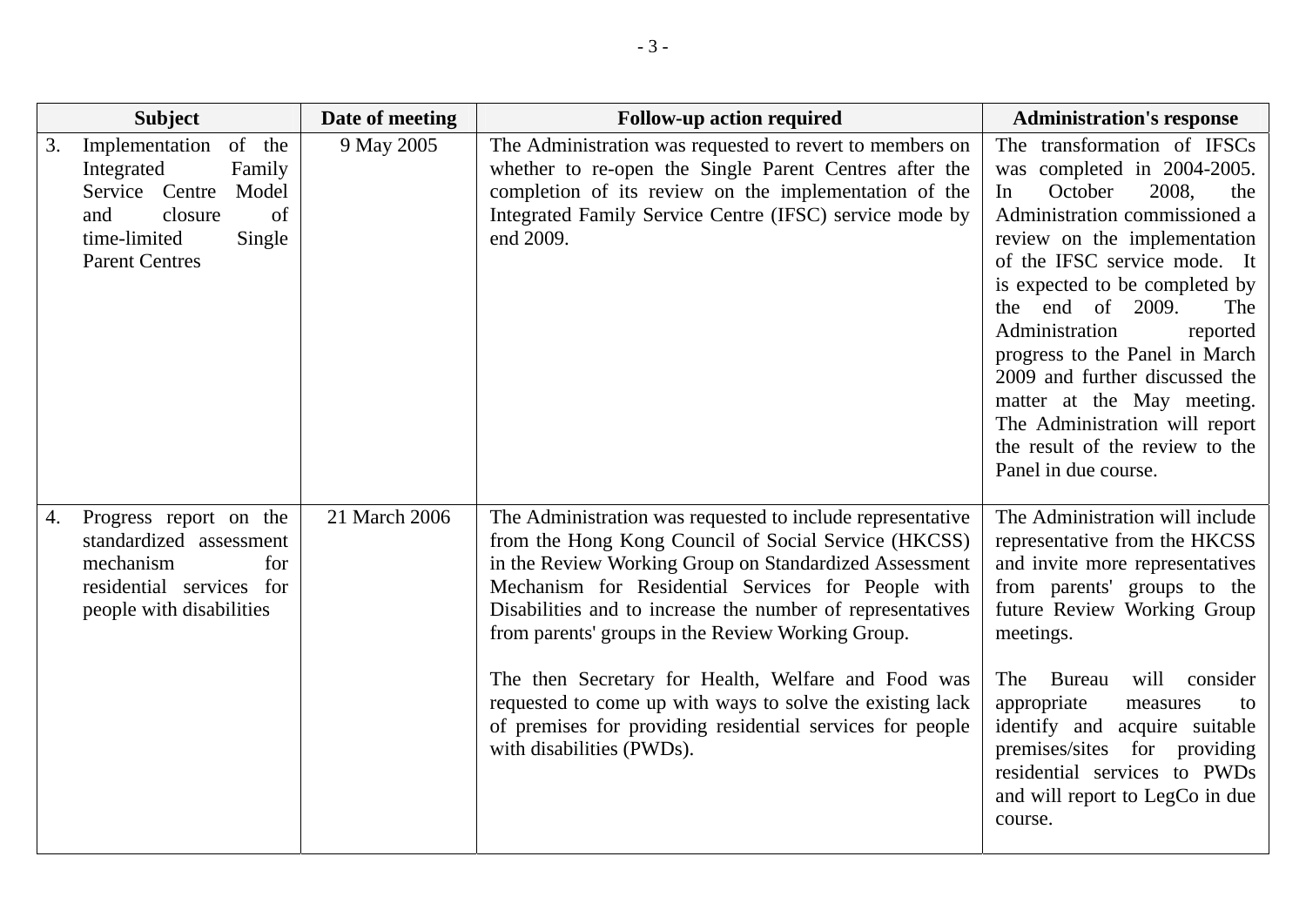| Subject | Date of meeting | Follow-up action required | Administration's response |
|---|---|---|---|
| 3. Implementation of the Integrated Family Service Centre Model and closure of time-limited Single Parent Centres | 9 May 2005 | The Administration was requested to revert to members on whether to re-open the Single Parent Centres after the completion of its review on the implementation of the Integrated Family Service Centre (IFSC) service mode by end 2009. | The transformation of IFSCs was completed in 2004-2005. In October 2008, the Administration commissioned a review on the implementation of the IFSC service mode. It is expected to be completed by the end of 2009. The Administration reported progress to the Panel in March 2009 and further discussed the matter at the May meeting. The Administration will report the result of the review to the Panel in due course. |
| 4. Progress report on the standardized assessment mechanism for residential services for people with disabilities | 21 March 2006 | The Administration was requested to include representative from the Hong Kong Council of Social Service (HKCSS) in the Review Working Group on Standardized Assessment Mechanism for Residential Services for People with Disabilities and to increase the number of representatives from parents' groups in the Review Working Group.<br><br>The then Secretary for Health, Welfare and Food was requested to come up with ways to solve the existing lack of premises for providing residential services for people with disabilities (PWDs). | The Administration will include representative from the HKCSS and invite more representatives from parents' groups to the future Review Working Group meetings.<br><br>The Bureau will consider appropriate measures to identify and acquire suitable premises/sites for providing residential services to PWDs and will report to LegCo in due course. |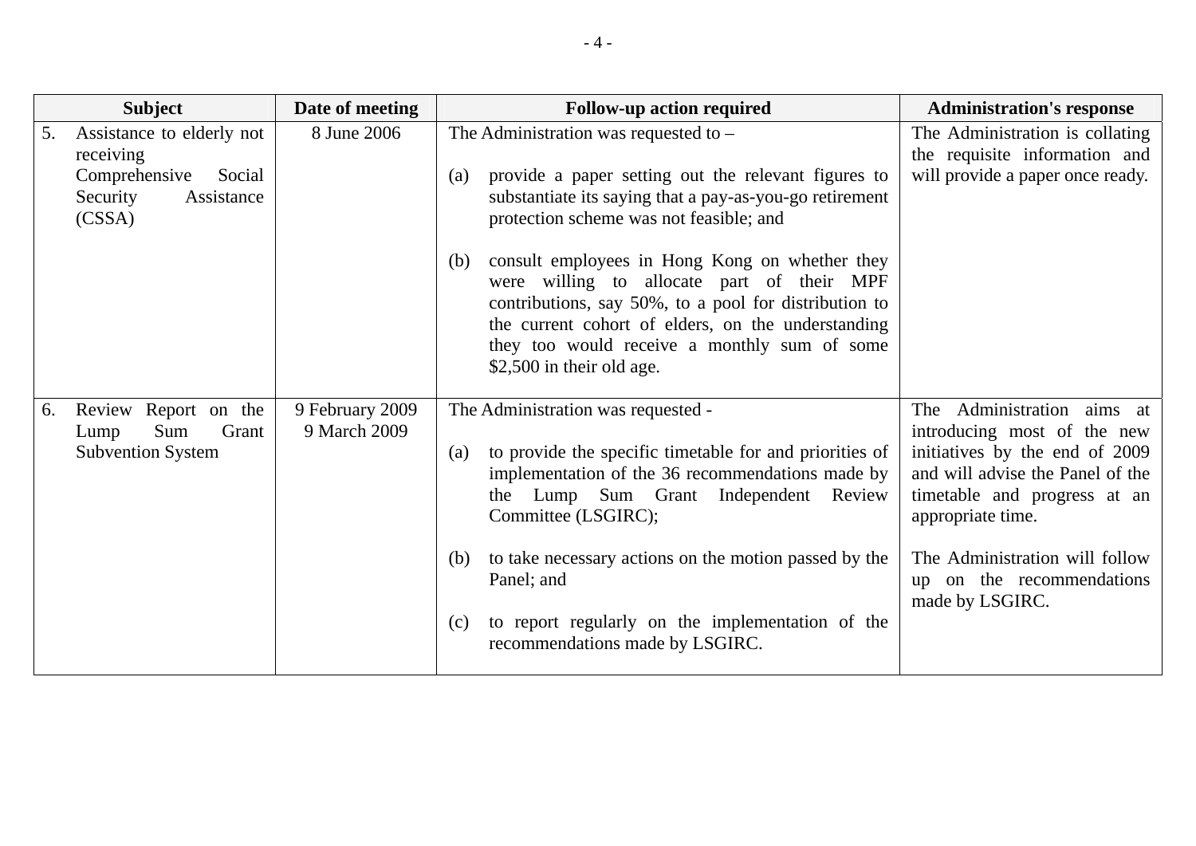| Subject | Date of meeting | Follow-up action required | Administration's response |
|---|---|---|---|
| 5. Assistance to elderly not receiving Comprehensive Social Security Assistance (CSSA) | 8 June 2006 | The Administration was requested to –<br><br>(a) provide a paper setting out the relevant figures to substantiate its saying that a pay-as-you-go retirement protection scheme was not feasible; and<br><br>(b) consult employees in Hong Kong on whether they were willing to allocate part of their MPF contributions, say 50%, to a pool for distribution to the current cohort of elders, on the understanding they too would receive a monthly sum of some $2,500 in their old age. | The Administration is collating the requisite information and will provide a paper once ready. |
| 6. Review Report on the Lump Sum Grant Subvention System | 9 February 2009<br>9 March 2009 | The Administration was requested -<br><br>(a) to provide the specific timetable for and priorities of implementation of the 36 recommendations made by the Lump Sum Grant Independent Review Committee (LSGIRC);<br><br>(b) to take necessary actions on the motion passed by the Panel; and<br><br>(c) to report regularly on the implementation of the recommendations made by LSGIRC. | The Administration aims at introducing most of the new initiatives by the end of 2009 and will advise the Panel of the timetable and progress at an appropriate time.<br><br>The Administration will follow up on the recommendations made by LSGIRC. |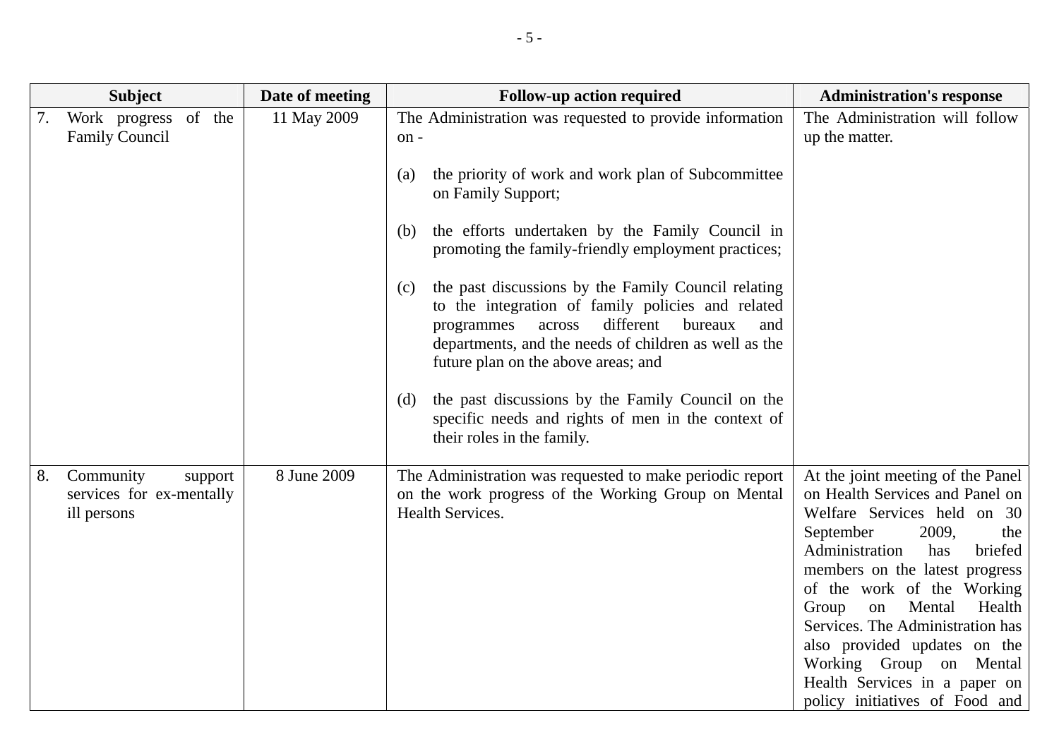| Subject | Date of meeting | Follow-up action required | Administration's response |
|---|---|---|---|
| 7. Work progress of the Family Council | 11 May 2009 | The Administration was requested to provide information on - <br><br> (a) the priority of work and work plan of Subcommittee on Family Support; <br><br> (b) the efforts undertaken by the Family Council in promoting the family-friendly employment practices; <br><br> (c) the past discussions by the Family Council relating to the integration of family policies and related programmes across different bureaux and departments, and the needs of children as well as the future plan on the above areas; and <br><br> (d) the past discussions by the Family Council on the specific needs and rights of men in the context of their roles in the family. | The Administration will follow up the matter. |
| 8. Community support services for ex-mentally ill persons | 8 June 2009 | The Administration was requested to make periodic report on the work progress of the Working Group on Mental Health Services. | At the joint meeting of the Panel on Health Services and Panel on Welfare Services held on 30 September 2009, the Administration has briefed members on the latest progress of the work of the Working Group on Mental Health Services. The Administration has also provided updates on the Working Group on Mental Health Services in a paper on policy initiatives of Food and |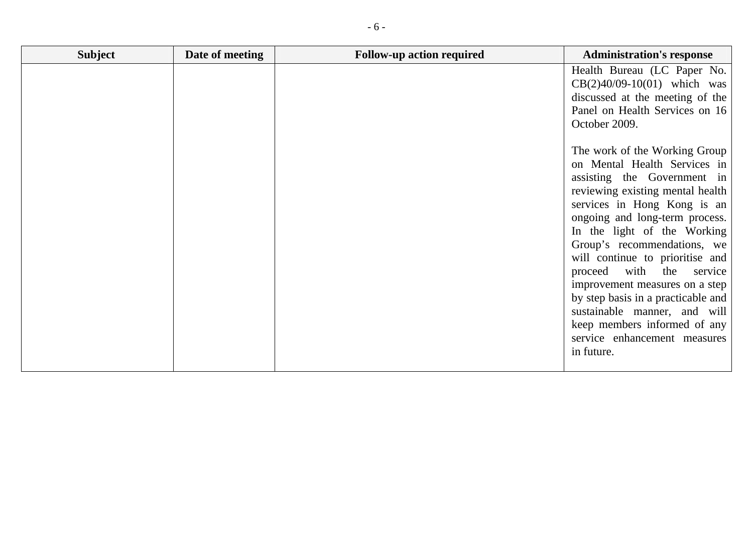| Subject | Date of meeting | Follow-up action required | Administration's response |
| --- | --- | --- | --- |
| | | | Health Bureau (LC Paper No. CB(2)40/09-10(01) which was discussed at the meeting of the Panel on Health Services on 16 October 2009.<br><br>The work of the Working Group on Mental Health Services in assisting the Government in reviewing existing mental health services in Hong Kong is an ongoing and long-term process. In the light of the Working Group's recommendations, we will continue to prioritise and proceed with the service improvement measures on a step by step basis in a practicable and sustainable manner, and will keep members informed of any service enhancement measures in future. |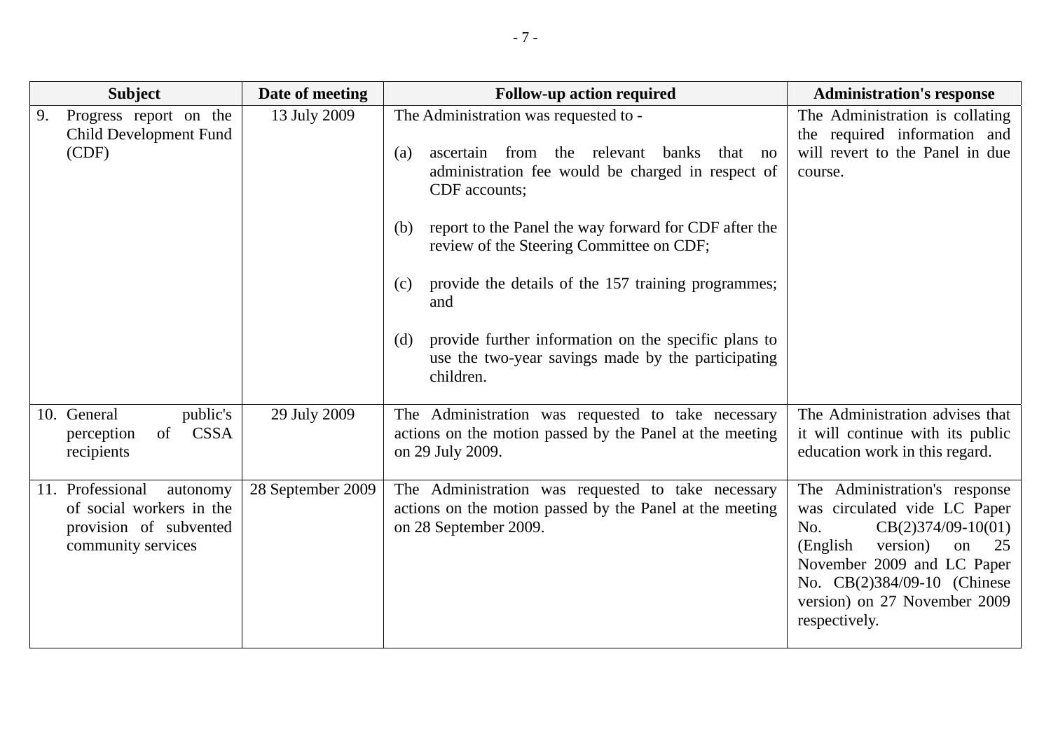| Subject | Date of meeting | Follow-up action required | Administration's response |
|---|---|---|---|
| 9. Progress report on the Child Development Fund (CDF) | 13 July 2009 | The Administration was requested to - <br><br> (a) ascertain from the relevant banks that no administration fee would be charged in respect of CDF accounts; <br><br> (b) report to the Panel the way forward for CDF after the review of the Steering Committee on CDF; <br><br> (c) provide the details of the 157 training programmes; and <br><br> (d) provide further information on the specific plans to use the two-year savings made by the participating children. | The Administration is collating the required information and will revert to the Panel in due course. |
| 10. General public's perception of CSSA recipients | 29 July 2009 | The Administration was requested to take necessary actions on the motion passed by the Panel at the meeting on 29 July 2009. | The Administration advises that it will continue with its public education work in this regard. |
| 11. Professional autonomy of social workers in the provision of subvented community services | 28 September 2009 | The Administration was requested to take necessary actions on the motion passed by the Panel at the meeting on 28 September 2009. | The Administration's response was circulated vide LC Paper No. CB(2)374/09-10(01) (English version) on 25 November 2009 and LC Paper No. CB(2)384/09-10 (Chinese version) on 27 November 2009 respectively. |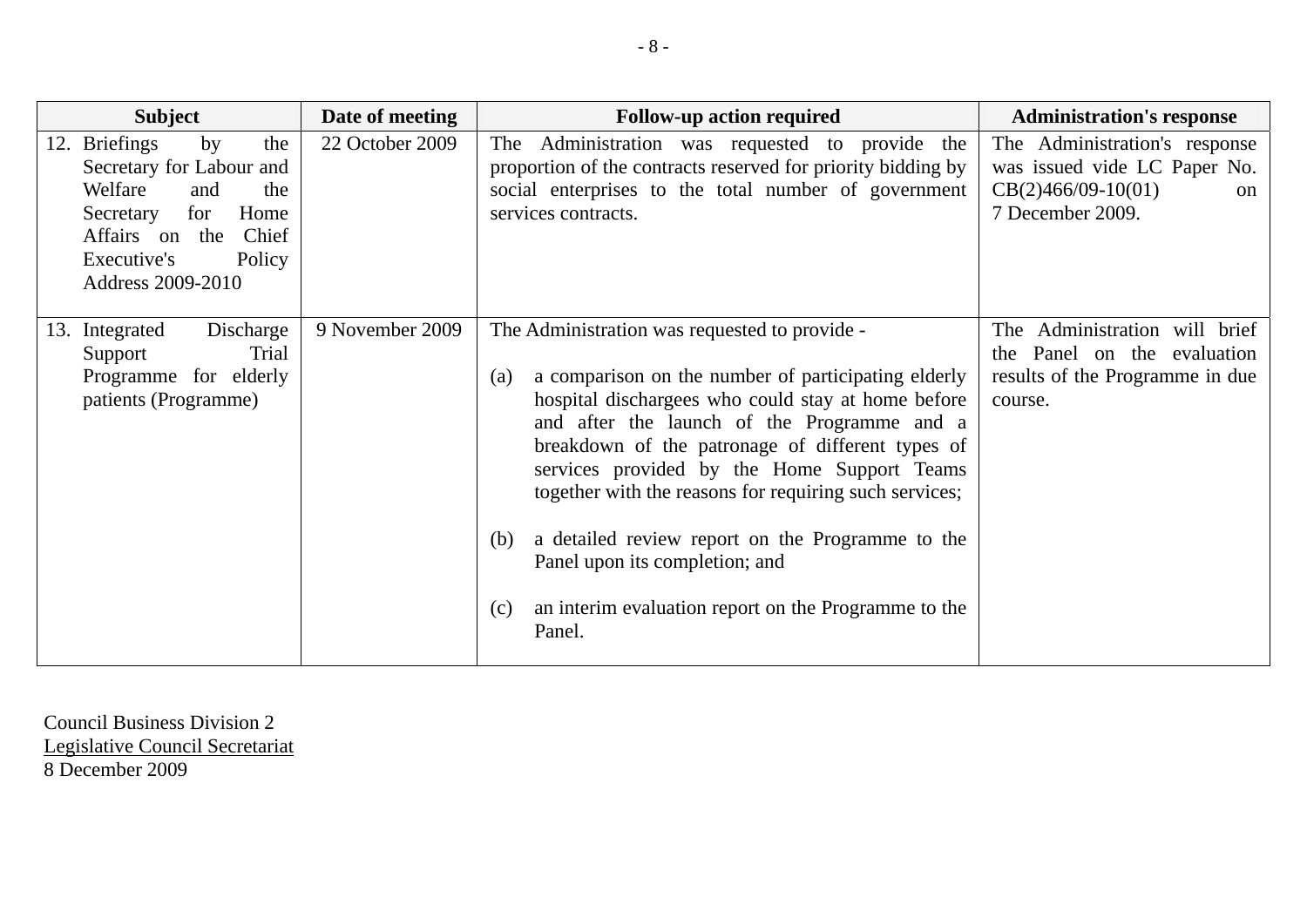| Subject | Date of meeting | Follow-up action required | Administration's response |
|---|---|---|---|
| 12. Briefings by the Secretary for Labour and Welfare and the Secretary for Home Affairs on the Chief Executive's Policy Address 2009-2010 | 22 October 2009 | The Administration was requested to provide the proportion of the contracts reserved for priority bidding by social enterprises to the total number of government services contracts. | The Administration's response was issued vide LC Paper No. CB(2)466/09-10(01) on 7 December 2009. |
| 13. Integrated Discharge Support Trial Programme for elderly patients (Programme) | 9 November 2009 | The Administration was requested to provide -<br><br>(a) a comparison on the number of participating elderly hospital dischargees who could stay at home before and after the launch of the Programme and a breakdown of the patronage of different types of services provided by the Home Support Teams together with the reasons for requiring such services;<br><br>(b) a detailed review report on the Programme to the Panel upon its completion; and<br><br>(c) an interim evaluation report on the Programme to the Panel. | The Administration will brief the Panel on the evaluation results of the Programme in due course. |

Council Business Division 2
Legislative Council Secretariat
8 December 2009